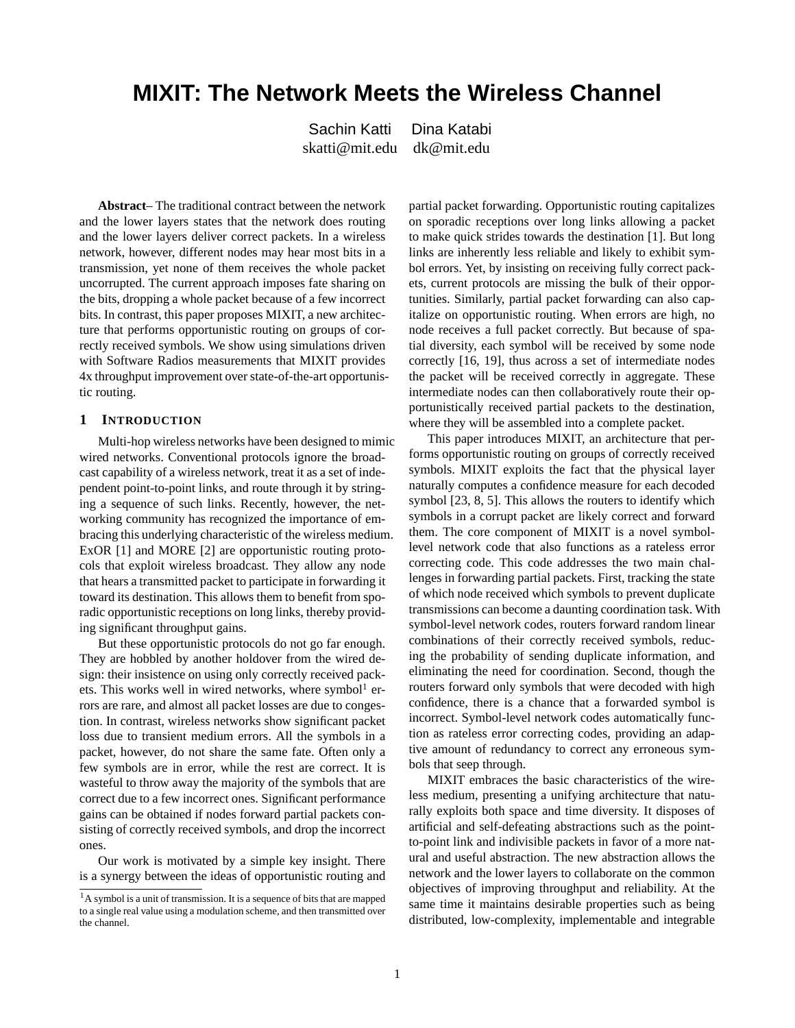# MIXIT: The Network Meets the Wireless Channel

Sachin Katti Dina Katabi
skatti@mit.edu dk@mit.edu

**Abstract**– The traditional contract between the network and the lower layers states that the network does routing and the lower layers deliver correct packets. In a wireless network, however, different nodes may hear most bits in a transmission, yet none of them receives the whole packet uncorrupted. The current approach imposes fate sharing on the bits, dropping a whole packet because of a few incorrect bits. In contrast, this paper proposes MIXIT, a new architecture that performs opportunistic routing on groups of correctly received symbols. We show using simulations driven with Software Radios measurements that MIXIT provides 4x throughput improvement over state-of-the-art opportunistic routing.

## 1 Introduction

Multi-hop wireless networks have been designed to mimic wired networks. Conventional protocols ignore the broadcast capability of a wireless network, treat it as a set of independent point-to-point links, and route through it by stringing a sequence of such links. Recently, however, the networking community has recognized the importance of embracing this underlying characteristic of the wireless medium. ExOR [1] and MORE [2] are opportunistic routing protocols that exploit wireless broadcast. They allow any node that hears a transmitted packet to participate in forwarding it toward its destination. This allows them to benefit from sporadic opportunistic receptions on long links, thereby providing significant throughput gains.

But these opportunistic protocols do not go far enough. They are hobbled by another holdover from the wired design: their insistence on using only correctly received packets. This works well in wired networks, where symbol[1] errors are rare, and almost all packet losses are due to congestion. In contrast, wireless networks show significant packet loss due to transient medium errors. All the symbols in a packet, however, do not share the same fate. Often only a few symbols are in error, while the rest are correct. It is wasteful to throw away the majority of the symbols that are correct due to a few incorrect ones. Significant performance gains can be obtained if nodes forward partial packets consisting of correctly received symbols, and drop the incorrect ones.

Our work is motivated by a simple key insight. There is a synergy between the ideas of opportunistic routing and partial packet forwarding. Opportunistic routing capitalizes on sporadic receptions over long links allowing a packet to make quick strides towards the destination [1]. But long links are inherently less reliable and likely to exhibit symbol errors. Yet, by insisting on receiving fully correct packets, current protocols are missing the bulk of their opportunities. Similarly, partial packet forwarding can also capitalize on opportunistic routing. When errors are high, no node receives a full packet correctly. But because of spatial diversity, each symbol will be received by some node correctly [16, 19], thus across a set of intermediate nodes the packet will be received correctly in aggregate. These intermediate nodes can then collaboratively route their opportunistically received partial packets to the destination, where they will be assembled into a complete packet.

This paper introduces MIXIT, an architecture that performs opportunistic routing on groups of correctly received symbols. MIXIT exploits the fact that the physical layer naturally computes a confidence measure for each decoded symbol [23, 8, 5]. This allows the routers to identify which symbols in a corrupt packet are likely correct and forward them. The core component of MIXIT is a novel symbol-level network code that also functions as a rateless error correcting code. This code addresses the two main challenges in forwarding partial packets. First, tracking the state of which node received which symbols to prevent duplicate transmissions can become a daunting coordination task. With symbol-level network codes, routers forward random linear combinations of their correctly received symbols, reducing the probability of sending duplicate information, and eliminating the need for coordination. Second, though the routers forward only symbols that were decoded with high confidence, there is a chance that a forwarded symbol is incorrect. Symbol-level network codes automatically function as rateless error correcting codes, providing an adaptive amount of redundancy to correct any erroneous symbols that seep through.

MIXIT embraces the basic characteristics of the wireless medium, presenting a unifying architecture that naturally exploits both space and time diversity. It disposes of artificial and self-defeating abstractions such as the point-to-point link and indivisible packets in favor of a more natural and useful abstraction. The new abstraction allows the network and the lower layers to collaborate on the common objectives of improving throughput and reliability. At the same time it maintains desirable properties such as being distributed, low-complexity, implementable and integrable

[1] A symbol is a unit of transmission. It is a sequence of bits that are mapped to a single real value using a modulation scheme, and then transmitted over the channel.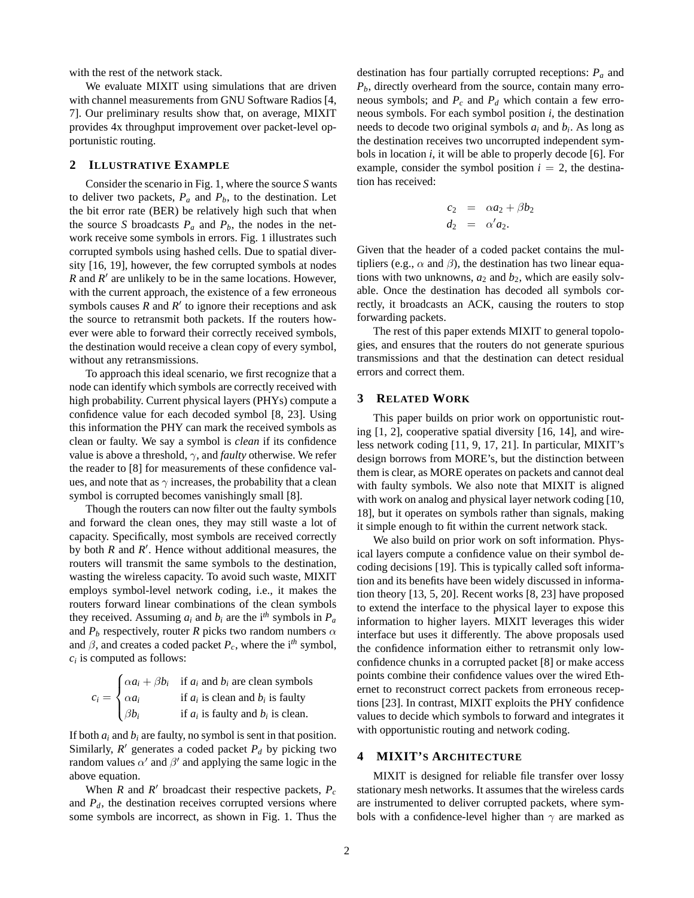with the rest of the network stack.

We evaluate MIXIT using simulations that are driven with channel measurements from GNU Software Radios [4, 7]. Our preliminary results show that, on average, MIXIT provides 4x throughput improvement over packet-level opportunistic routing.

## 2 Illustrative Example

Consider the scenario in Fig. 1, where the source $S$ wants to deliver two packets, $P_a$ and $P_b$, to the destination. Let the bit error rate (BER) be relatively high such that when the source $S$ broadcasts $P_a$ and $P_b$, the nodes in the network receive some symbols in errors. Fig. 1 illustrates such corrupted symbols using hashed cells. Due to spatial diversity [16, 19], however, the few corrupted symbols at nodes $R$ and $R'$ are unlikely to be in the same locations. However, with the current approach, the existence of a few erroneous symbols causes $R$ and $R'$ to ignore their receptions and ask the source to retransmit both packets. If the routers however were able to forward their correctly received symbols, the destination would receive a clean copy of every symbol, without any retransmissions.

To approach this ideal scenario, we first recognize that a node can identify which symbols are correctly received with high probability. Current physical layers (PHYs) compute a confidence value for each decoded symbol [8, 23]. Using this information the PHY can mark the received symbols as clean or faulty. We say a symbol is *clean* if its confidence value is above a threshold, $\gamma$, and *faulty* otherwise. We refer the reader to [8] for measurements of these confidence values, and note that as $\gamma$ increases, the probability that a clean symbol is corrupted becomes vanishingly small [8].

Though the routers can now filter out the faulty symbols and forward the clean ones, they may still waste a lot of capacity. Specifically, most symbols are received correctly by both $R$ and $R'$. Hence without additional measures, the routers will transmit the same symbols to the destination, wasting the wireless capacity. To avoid such waste, MIXIT employs symbol-level network coding, i.e., it makes the routers forward linear combinations of the clean symbols they received. Assuming $a_i$ and $b_i$ are the i$^{th}$ symbols in $P_a$ and $P_b$ respectively, router $R$ picks two random numbers $\alpha$ and $\beta$, and creates a coded packet $P_c$, where the i$^{th}$ symbol, $c_i$ is computed as follows:

$$c_i = \begin{cases} \alpha a_i + \beta b_i & \text{if } a_i \text{ and } b_i \text{ are clean symbols} \\ \alpha a_i & \text{if } a_i \text{ is clean and } b_i \text{ is faulty} \\ \beta b_i & \text{if } a_i \text{ is faulty and } b_i \text{ is clean.} \end{cases}$$

If both $a_i$ and $b_i$ are faulty, no symbol is sent in that position. Similarly, $R'$ generates a coded packet $P_d$ by picking two random values $\alpha'$ and $\beta'$ and applying the same logic in the above equation.

When $R$ and $R'$ broadcast their respective packets, $P_c$ and $P_d$, the destination receives corrupted versions where some symbols are incorrect, as shown in Fig. 1. Thus the destination has four partially corrupted receptions: $P_a$ and $P_b$, directly overheard from the source, contain many erroneous symbols; and $P_c$ and $P_d$ which contain a few erroneous symbols. For each symbol position $i$, the destination needs to decode two original symbols $a_i$ and $b_i$. As long as the destination receives two uncorrupted independent symbols in location $i$, it will be able to properly decode [6]. For example, consider the symbol position $i = 2$, the destination has received:

$$\begin{aligned} c_2 &= \alpha a_2 + \beta b_2 \\ d_2 &= \alpha' a_2. \end{aligned}$$

Given that the header of a coded packet contains the multipliers (e.g., $\alpha$ and $\beta$), the destination has two linear equations with two unknowns, $a_2$ and $b_2$, which are easily solvable. Once the destination has decoded all symbols correctly, it broadcasts an ACK, causing the routers to stop forwarding packets.

The rest of this paper extends MIXIT to general topologies, and ensures that the routers do not generate spurious transmissions and that the destination can detect residual errors and correct them.

## 3 Related Work

This paper builds on prior work on opportunistic routing [1, 2], cooperative spatial diversity [16, 14], and wireless network coding [11, 9, 17, 21]. In particular, MIXIT's design borrows from MORE's, but the distinction between them is clear, as MORE operates on packets and cannot deal with faulty symbols. We also note that MIXIT is aligned with work on analog and physical layer network coding [10, 18], but it operates on symbols rather than signals, making it simple enough to fit within the current network stack.

We also build on prior work on soft information. Physical layers compute a confidence value on their symbol decoding decisions [19]. This is typically called soft information and its benefits have been widely discussed in information theory [13, 5, 20]. Recent works [8, 23] have proposed to extend the interface to the physical layer to expose this information to higher layers. MIXIT leverages this wider interface but uses it differently. The above proposals used the confidence information either to retransmit only low-confidence chunks in a corrupted packet [8] or make access points combine their confidence values over the wired Ethernet to reconstruct correct packets from erroneous receptions [23]. In contrast, MIXIT exploits the PHY confidence values to decide which symbols to forward and integrates it with opportunistic routing and network coding.

## 4 MIXIT's Architecture

MIXIT is designed for reliable file transfer over lossy stationary mesh networks. It assumes that the wireless cards are instrumented to deliver corrupted packets, where symbols with a confidence-level higher than $\gamma$ are marked as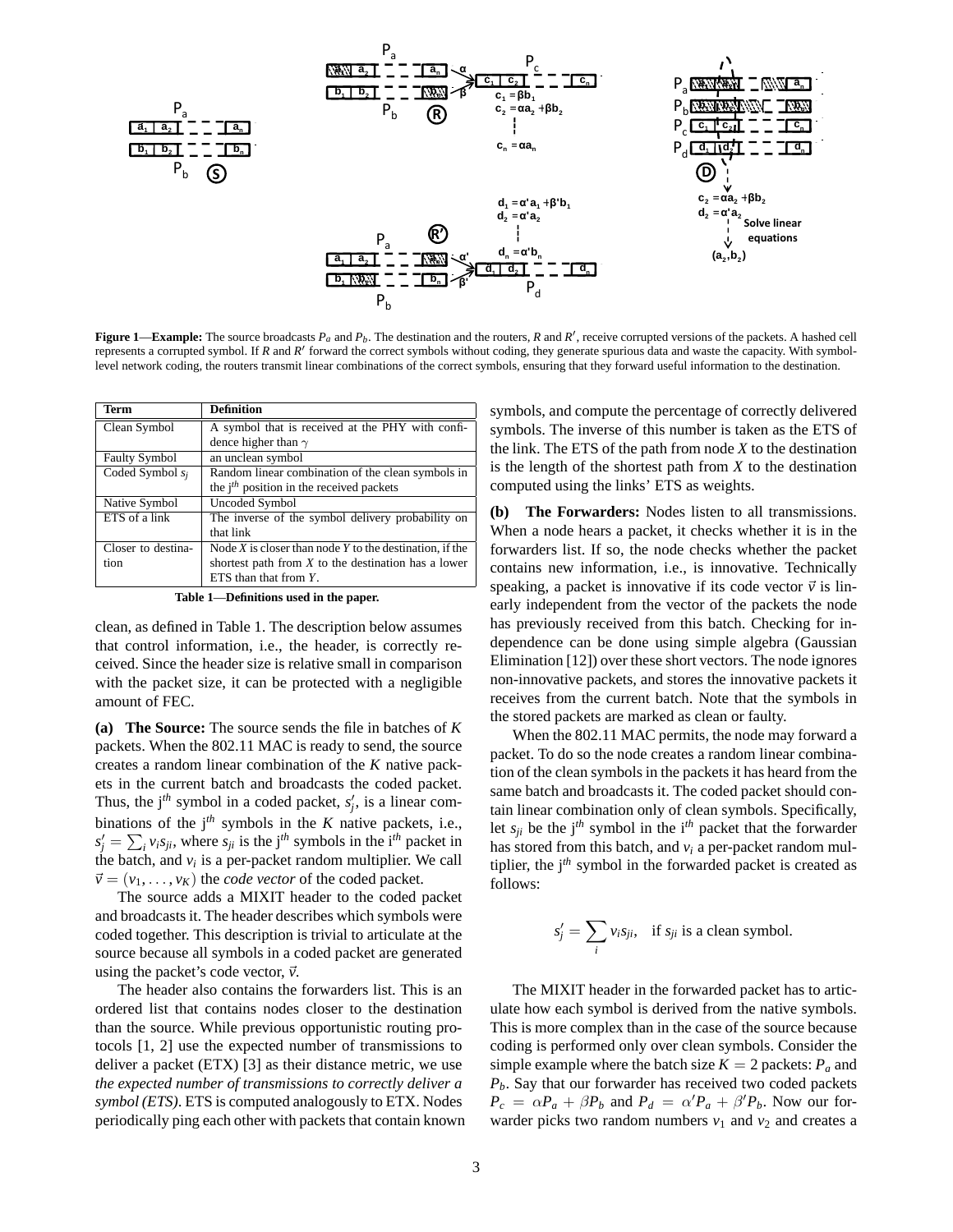**Figure 1—Example:** The source broadcasts $P_a$ and $P_b$. The destination and the routers, $R$ and $R'$, receive corrupted versions of the packets. A hashed cell represents a corrupted symbol. If $R$ and $R'$ forward the correct symbols without coding, they generate spurious data and waste the capacity. With symbol-level network coding, the routers transmit linear combinations of the correct symbols, ensuring that they forward useful information to the destination.

| Term | Definition |
| --- | --- |
| Clean Symbol | A symbol that is received at the PHY with confidence higher than $\gamma$ |
| Faulty Symbol | an unclean symbol |
| Coded Symbol $s_j$ | Random linear combination of the clean symbols in the $j^{th}$ position in the received packets |
| Native Symbol | Uncoded Symbol |
| ETS of a link | The inverse of the symbol delivery probability on that link |
| Closer to destination | Node $X$ is closer than node $Y$ to the destination, if the shortest path from $X$ to the destination has a lower ETS than that from $Y$. |

**Table 1—Definitions used in the paper.**

clean, as defined in Table 1. The description below assumes that control information, i.e., the header, is correctly received. Since the header size is relative small in comparison with the packet size, it can be protected with a negligible amount of FEC.

**(a) The Source:** The source sends the file in batches of $K$ packets. When the 802.11 MAC is ready to send, the source creates a random linear combination of the $K$ native packets in the current batch and broadcasts the coded packet. Thus, the $j^{th}$ symbol in a coded packet, $s'_j$, is a linear combinations of the $j^{th}$ symbols in the $K$ native packets, i.e., $s'_j = \sum_i v_i s_{ji}$, where $s_{ji}$ is the $j^{th}$ symbols in the $i^{th}$ packet in the batch, and $v_i$ is a per-packet random multiplier. We call $\vec{v} = (v_1, \ldots, v_K)$ the *code vector* of the coded packet.

The source adds a MIXIT header to the coded packet and broadcasts it. The header describes which symbols were coded together. This description is trivial to articulate at the source because all symbols in a coded packet are generated using the packet's code vector, $\vec{v}$.

The header also contains the forwarders list. This is an ordered list that contains nodes closer to the destination than the source. While previous opportunistic routing protocols [1, 2] use the expected number of transmissions to deliver a packet (ETX) [3] as their distance metric, we use *the expected number of transmissions to correctly deliver a symbol (ETS)*. ETS is computed analogously to ETX. Nodes periodically ping each other with packets that contain known symbols, and compute the percentage of correctly delivered symbols. The inverse of this number is taken as the ETS of the link. The ETS of the path from node $X$ to the destination is the length of the shortest path from $X$ to the destination computed using the links' ETS as weights.

**(b) The Forwarders:** Nodes listen to all transmissions. When a node hears a packet, it checks whether it is in the forwarders list. If so, the node checks whether the packet contains new information, i.e., is innovative. Technically speaking, a packet is innovative if its code vector $\vec{v}$ is linearly independent from the vector of the packets the node has previously received from this batch. Checking for independence can be done using simple algebra (Gaussian Elimination [12]) over these short vectors. The node ignores non-innovative packets, and stores the innovative packets it receives from the current batch. Note that the symbols in the stored packets are marked as clean or faulty.

When the 802.11 MAC permits, the node may forward a packet. To do so the node creates a random linear combination of the clean symbols in the packets it has heard from the same batch and broadcasts it. The coded packet should contain linear combination only of clean symbols. Specifically, let $s_{ji}$ be the $j^{th}$ symbol in the $i^{th}$ packet that the forwarder has stored from this batch, and $v_i$ a per-packet random multiplier, the $j^{th}$ symbol in the forwarded packet is created as follows:

$$s'_j = \sum_i v_i s_{ji}, \quad \text{if } s_{ji} \text{ is a clean symbol.}$$

The MIXIT header in the forwarded packet has to articulate how each symbol is derived from the native symbols. This is more complex than in the case of the source because coding is performed only over clean symbols. Consider the simple example where the batch size $K = 2$ packets: $P_a$ and $P_b$. Say that our forwarder has received two coded packets $P_c = \alpha P_a + \beta P_b$ and $P_d = \alpha' P_a + \beta' P_b$. Now our forwarder picks two random numbers $v_1$ and $v_2$ and creates a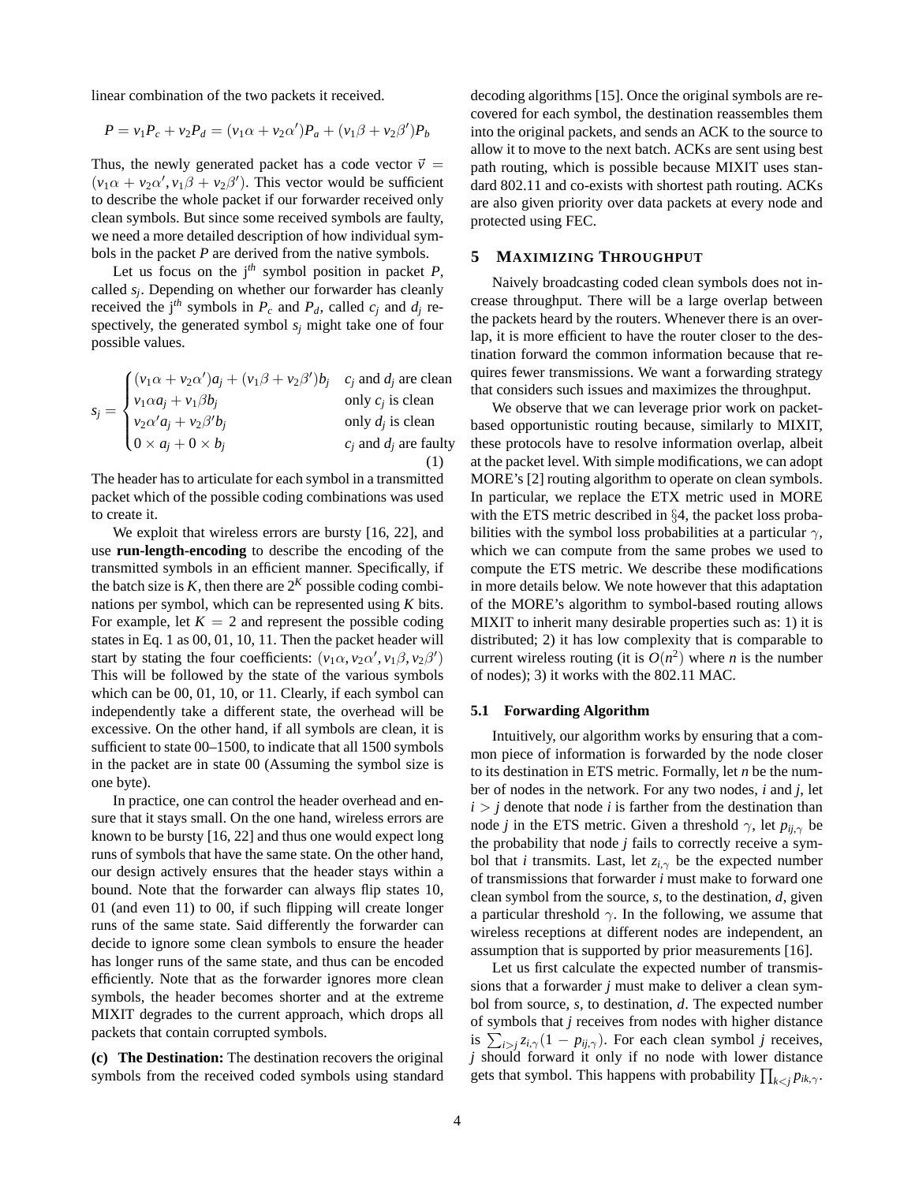linear combination of the two packets it received.

$$P = v_1 P_c + v_2 P_d = (v_1\alpha + v_2\alpha')P_a + (v_1\beta + v_2\beta')P_b$$

Thus, the newly generated packet has a code vector $\vec{v} = (v_1\alpha + v_2\alpha', v_1\beta + v_2\beta')$. This vector would be sufficient to describe the whole packet if our forwarder received only clean symbols. But since some received symbols are faulty, we need a more detailed description of how individual symbols in the packet $P$ are derived from the native symbols.

Let us focus on the j$^{th}$ symbol position in packet $P$, called $s_j$. Depending on whether our forwarder has cleanly received the j$^{th}$ symbols in $P_c$ and $P_d$, called $c_j$ and $d_j$ respectively, the generated symbol $s_j$ might take one of four possible values.

$$s_j = \begin{cases} (v_1\alpha + v_2\alpha')a_j + (v_1\beta + v_2\beta')b_j & c_j \text{ and } d_j \text{ are clean} \\ v_1\alpha a_j + v_1\beta b_j & \text{only } c_j \text{ is clean} \\ v_2\alpha' a_j + v_2\beta' b_j & \text{only } d_j \text{ is clean} \\ 0 \times a_j + 0 \times b_j & c_j \text{ and } d_j \text{ are faulty} \end{cases} \tag{1}$$

The header has to articulate for each symbol in a transmitted packet which of the possible coding combinations was used to create it.

We exploit that wireless errors are bursty [16, 22], and use **run-length-encoding** to describe the encoding of the transmitted symbols in an efficient manner. Specifically, if the batch size is $K$, then there are $2^K$ possible coding combinations per symbol, which can be represented using $K$ bits. For example, let $K = 2$ and represent the possible coding states in Eq. 1 as 00, 01, 10, 11. Then the packet header will start by stating the four coefficients: $(v_1\alpha, v_2\alpha', v_1\beta, v_2\beta')$ This will be followed by the state of the various symbols which can be 00, 01, 10, or 11. Clearly, if each symbol can independently take a different state, the overhead will be excessive. On the other hand, if all symbols are clean, it is sufficient to state 00–1500, to indicate that all 1500 symbols in the packet are in state 00 (Assuming the symbol size is one byte).

In practice, one can control the header overhead and ensure that it stays small. On the one hand, wireless errors are known to be bursty [16, 22] and thus one would expect long runs of symbols that have the same state. On the other hand, our design actively ensures that the header stays within a bound. Note that the forwarder can always flip states 10, 01 (and even 11) to 00, if such flipping will create longer runs of the same state. Said differently the forwarder can decide to ignore some clean symbols to ensure the header has longer runs of the same state, and thus can be encoded efficiently. Note that as the forwarder ignores more clean symbols, the header becomes shorter and at the extreme MIXIT degrades to the current approach, which drops all packets that contain corrupted symbols.

**(c) The Destination:** The destination recovers the original symbols from the received coded symbols using standard decoding algorithms [15]. Once the original symbols are recovered for each symbol, the destination reassembles them into the original packets, and sends an ACK to the source to allow it to move to the next batch. ACKs are sent using best path routing, which is possible because MIXIT uses standard 802.11 and co-exists with shortest path routing. ACKs are also given priority over data packets at every node and protected using FEC.

## 5 MAXIMIZING THROUGHPUT

Naively broadcasting coded clean symbols does not increase throughput. There will be a large overlap between the packets heard by the routers. Whenever there is an overlap, it is more efficient to have the router closer to the destination forward the common information because that requires fewer transmissions. We want a forwarding strategy that considers such issues and maximizes the throughput.

We observe that we can leverage prior work on packet-based opportunistic routing because, similarly to MIXIT, these protocols have to resolve information overlap, albeit at the packet level. With simple modifications, we can adopt MORE's [2] routing algorithm to operate on clean symbols. In particular, we replace the ETX metric used in MORE with the ETS metric described in §4, the packet loss probabilities with the symbol loss probabilities at a particular $\gamma$, which we can compute from the same probes we used to compute the ETS metric. We describe these modifications in more details below. We note however that this adaptation of the MORE's algorithm to symbol-based routing allows MIXIT to inherit many desirable properties such as: 1) it is distributed; 2) it has low complexity that is comparable to current wireless routing (it is $O(n^2)$ where $n$ is the number of nodes); 3) it works with the 802.11 MAC.

### 5.1 Forwarding Algorithm

Intuitively, our algorithm works by ensuring that a common piece of information is forwarded by the node closer to its destination in ETS metric. Formally, let $n$ be the number of nodes in the network. For any two nodes, $i$ and $j$, let $i > j$ denote that node $i$ is farther from the destination than node $j$ in the ETS metric. Given a threshold $\gamma$, let $p_{ij,\gamma}$ be the probability that node $j$ fails to correctly receive a symbol that $i$ transmits. Last, let $z_{i,\gamma}$ be the expected number of transmissions that forwarder $i$ must make to forward one clean symbol from the source, $s$, to the destination, $d$, given a particular threshold $\gamma$. In the following, we assume that wireless receptions at different nodes are independent, an assumption that is supported by prior measurements [16].

Let us first calculate the expected number of transmissions that a forwarder $j$ must make to deliver a clean symbol from source, $s$, to destination, $d$. The expected number of symbols that $j$ receives from nodes with higher distance is $\sum_{i>j} z_{i,\gamma}(1 - p_{ij,\gamma})$. For each clean symbol $j$ receives, $j$ should forward it only if no node with lower distance gets that symbol. This happens with probability $\prod_{k<j} p_{ik,\gamma}$.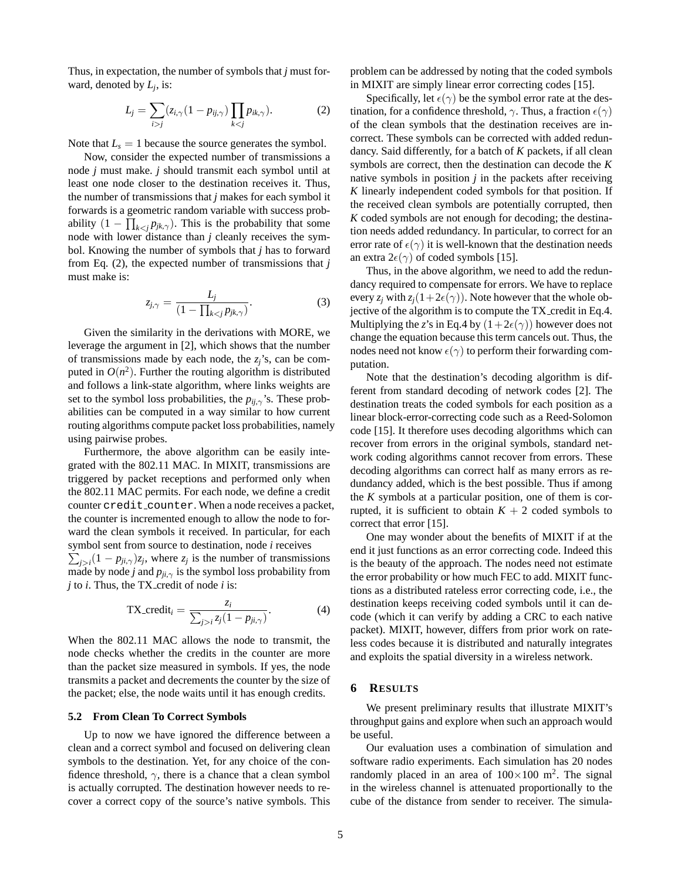Thus, in expectation, the number of symbols that $j$ must forward, denoted by $L_j$, is:

$$L_j = \sum_{i>j} (z_{i,\gamma}(1 - p_{ij,\gamma}) \prod_{k<j} p_{ik,\gamma}). \tag{2}$$

Note that $L_s = 1$ because the source generates the symbol.

Now, consider the expected number of transmissions a node $j$ must make. $j$ should transmit each symbol until at least one node closer to the destination receives it. Thus, the number of transmissions that $j$ makes for each symbol it forwards is a geometric random variable with success probability $(1 - \prod_{k<j} p_{jk,\gamma})$. This is the probability that some node with lower distance than $j$ cleanly receives the symbol. Knowing the number of symbols that $j$ has to forward from Eq. (2), the expected number of transmissions that $j$ must make is:

$$z_{j,\gamma} = \frac{L_j}{(1 - \prod_{k<j} p_{jk,\gamma})}. \tag{3}$$

Given the similarity in the derivations with MORE, we leverage the argument in [2], which shows that the number of transmissions made by each node, the $z_j$'s, can be computed in $O(n^2)$. Further the routing algorithm is distributed and follows a link-state algorithm, where links weights are set to the symbol loss probabilities, the $p_{ij,\gamma}$'s. These probabilities can be computed in a way similar to how current routing algorithms compute packet loss probabilities, namely using pairwise probes.

Furthermore, the above algorithm can be easily integrated with the 802.11 MAC. In MIXIT, transmissions are triggered by packet receptions and performed only when the 802.11 MAC permits. For each node, we define a credit counter `credit_counter`. When a node receives a packet, the counter is incremented enough to allow the node to forward the clean symbols it received. In particular, for each symbol sent from source to destination, node $i$ receives $\sum_{j>i}(1 - p_{ji,\gamma})z_j$, where $z_j$ is the number of transmissions made by node $j$ and $p_{ji,\gamma}$ is the symbol loss probability from $j$ to $i$. Thus, the TX_credit of node $i$ is:

$$\text{TX\_credit}_i = \frac{z_i}{\sum_{j>i} z_j (1 - p_{ji,\gamma})}. \tag{4}$$

When the 802.11 MAC allows the node to transmit, the node checks whether the credits in the counter are more than the packet size measured in symbols. If yes, the node transmits a packet and decrements the counter by the size of the packet; else, the node waits until it has enough credits.

### 5.2 From Clean To Correct Symbols

Up to now we have ignored the difference between a clean and a correct symbol and focused on delivering clean symbols to the destination. Yet, for any choice of the confidence threshold, $\gamma$, there is a chance that a clean symbol is actually corrupted. The destination however needs to recover a correct copy of the source's native symbols. This problem can be addressed by noting that the coded symbols in MIXIT are simply linear error correcting codes [15].

Specifically, let $\epsilon(\gamma)$ be the symbol error rate at the destination, for a confidence threshold, $\gamma$. Thus, a fraction $\epsilon(\gamma)$ of the clean symbols that the destination receives are incorrect. These symbols can be corrected with added redundancy. Said differently, for a batch of $K$ packets, if all clean symbols are correct, then the destination can decode the $K$ native symbols in position $j$ in the packets after receiving $K$ linearly independent coded symbols for that position. If the received clean symbols are potentially corrupted, then $K$ coded symbols are not enough for decoding; the destination needs added redundancy. In particular, to correct for an error rate of $\epsilon(\gamma)$ it is well-known that the destination needs an extra $2\epsilon(\gamma)$ of coded symbols [15].

Thus, in the above algorithm, we need to add the redundancy required to compensate for errors. We have to replace every $z_j$ with $z_j(1+2\epsilon(\gamma))$. Note however that the whole objective of the algorithm is to compute the TX_credit in Eq.4. Multiplying the $z$'s in Eq.4 by $(1+2\epsilon(\gamma))$ however does not change the equation because this term cancels out. Thus, the nodes need not know $\epsilon(\gamma)$ to perform their forwarding computation.

Note that the destination's decoding algorithm is different from standard decoding of network codes [2]. The destination treats the coded symbols for each position as a linear block-error-correcting code such as a Reed-Solomon code [15]. It therefore uses decoding algorithms which can recover from errors in the original symbols, standard network coding algorithms cannot recover from errors. These decoding algorithms can correct half as many errors as redundancy added, which is the best possible. Thus if among the $K$ symbols at a particular position, one of them is corrupted, it is sufficient to obtain $K + 2$ coded symbols to correct that error [15].

One may wonder about the benefits of MIXIT if at the end it just functions as an error correcting code. Indeed this is the beauty of the approach. The nodes need not estimate the error probability or how much FEC to add. MIXIT functions as a distributed rateless error correcting code, i.e., the destination keeps receiving coded symbols until it can decode (which it can verify by adding a CRC to each native packet). MIXIT, however, differs from prior work on rateless codes because it is distributed and naturally integrates and exploits the spatial diversity in a wireless network.

## 6 RESULTS

We present preliminary results that illustrate MIXIT's throughput gains and explore when such an approach would be useful.

Our evaluation uses a combination of simulation and software radio experiments. Each simulation has 20 nodes randomly placed in an area of $100 \times 100$ m$^2$. The signal in the wireless channel is attenuated proportionally to the cube of the distance from sender to receiver. The simula-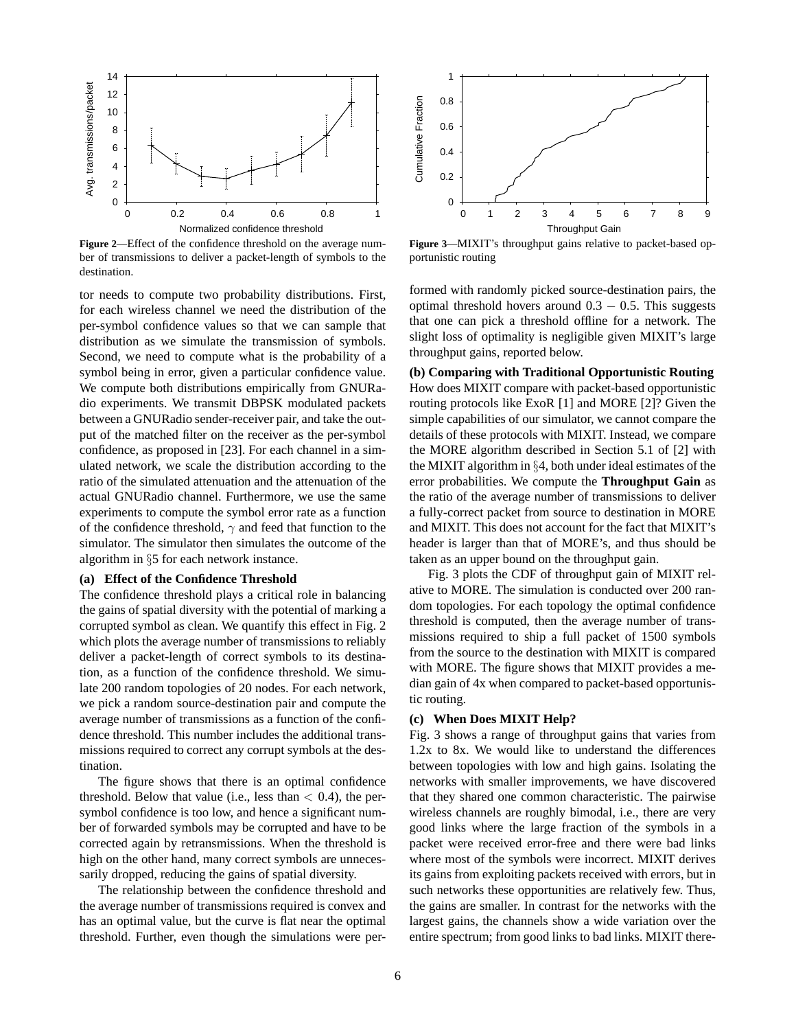Figure 2—Effect of the confidence threshold on the average number of transmissions to deliver a packet-length of symbols to the destination.

Figure 3—MIXIT's throughput gains relative to packet-based opportunistic routing

tor needs to compute two probability distributions. First, for each wireless channel we need the distribution of the per-symbol confidence values so that we can sample that distribution as we simulate the transmission of symbols. Second, we need to compute what is the probability of a symbol being in error, given a particular confidence value. We compute both distributions empirically from GNURadio experiments. We transmit DBPSK modulated packets between a GNURadio sender-receiver pair, and take the output of the matched filter on the receiver as the per-symbol confidence, as proposed in [23]. For each channel in a simulated network, we scale the distribution according to the ratio of the simulated attenuation and the attenuation of the actual GNURadio channel. Furthermore, we use the same experiments to compute the symbol error rate as a function of the confidence threshold, $\gamma$ and feed that function to the simulator. The simulator then simulates the outcome of the algorithm in §5 for each network instance.

**(a) Effect of the Confidence Threshold**

The confidence threshold plays a critical role in balancing the gains of spatial diversity with the potential of marking a corrupted symbol as clean. We quantify this effect in Fig. 2 which plots the average number of transmissions to reliably deliver a packet-length of correct symbols to its destination, as a function of the confidence threshold. We simulate 200 random topologies of 20 nodes. For each network, we pick a random source-destination pair and compute the average number of transmissions as a function of the confidence threshold. This number includes the additional transmissions required to correct any corrupt symbols at the destination.

The figure shows that there is an optimal confidence threshold. Below that value (i.e., less than $< 0.4$), the per-symbol confidence is too low, and hence a significant number of forwarded symbols may be corrupted and have to be corrected again by retransmissions. When the threshold is high on the other hand, many correct symbols are unnecessarily dropped, reducing the gains of spatial diversity.

The relationship between the confidence threshold and the average number of transmissions required is convex and has an optimal value, but the curve is flat near the optimal threshold. Further, even though the simulations were performed with randomly picked source-destination pairs, the optimal threshold hovers around 0.3 – 0.5. This suggests that one can pick a threshold offline for a network. The slight loss of optimality is negligible given MIXIT's large throughput gains, reported below.

**(b) Comparing with Traditional Opportunistic Routing**

How does MIXIT compare with packet-based opportunistic routing protocols like ExOR [1] and MORE [2]? Given the simple capabilities of our simulator, we cannot compare the details of these protocols with MIXIT. Instead, we compare the MORE algorithm described in Section 5.1 of [2] with the MIXIT algorithm in §4, both under ideal estimates of the error probabilities. We compute the **Throughput Gain** as the ratio of the average number of transmissions to deliver a fully-correct packet from source to destination in MORE and MIXIT. This does not account for the fact that MIXIT's header is larger than that of MORE's, and thus should be taken as an upper bound on the throughput gain.

Fig. 3 plots the CDF of throughput gain of MIXIT relative to MORE. The simulation is conducted over 200 random topologies. For each topology the optimal confidence threshold is computed, then the average number of transmissions required to ship a full packet of 1500 symbols from the source to the destination with MIXIT is compared with MORE. The figure shows that MIXIT provides a median gain of 4x when compared to packet-based opportunistic routing.

**(c) When Does MIXIT Help?**

Fig. 3 shows a range of throughput gains that varies from 1.2x to 8x. We would like to understand the differences between topologies with low and high gains. Isolating the networks with smaller improvements, we have discovered that they shared one common characteristic. The pairwise wireless channels are roughly bimodal, i.e., there are very good links where the large fraction of the symbols in a packet were received error-free and there were bad links where most of the symbols were incorrect. MIXIT derives its gains from exploiting packets received with errors, but in such networks these opportunities are relatively few. Thus, the gains are smaller. In contrast for the networks with the largest gains, the channels show a wide variation over the entire spectrum; from good links to bad links. MIXIT there-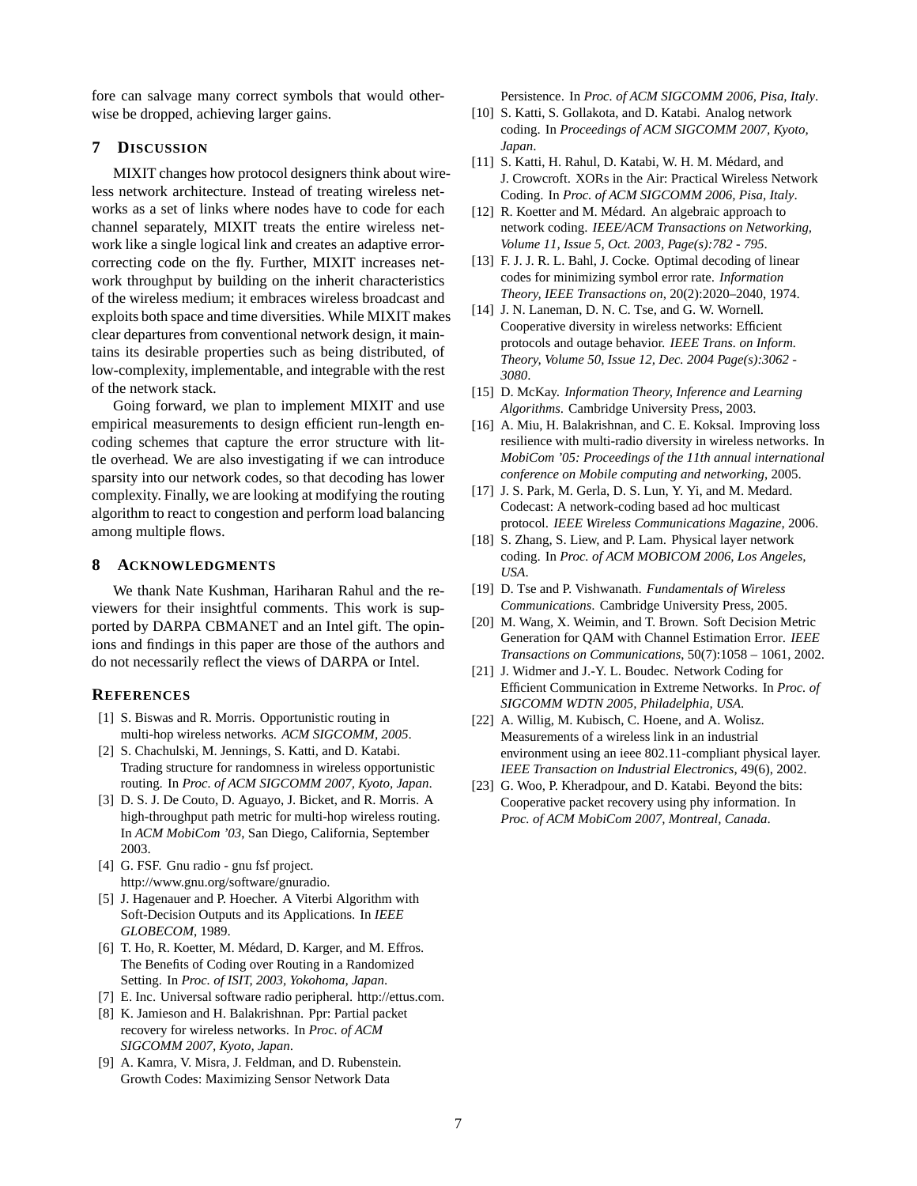fore can salvage many correct symbols that would otherwise be dropped, achieving larger gains.

## 7 Discussion

MIXIT changes how protocol designers think about wireless network architecture. Instead of treating wireless networks as a set of links where nodes have to code for each channel separately, MIXIT treats the entire wireless network like a single logical link and creates an adaptive error-correcting code on the fly. Further, MIXIT increases network throughput by building on the inherit characteristics of the wireless medium; it embraces wireless broadcast and exploits both space and time diversities. While MIXIT makes clear departures from conventional network design, it maintains its desirable properties such as being distributed, of low-complexity, implementable, and integrable with the rest of the network stack.

Going forward, we plan to implement MIXIT and use empirical measurements to design efficient run-length encoding schemes that capture the error structure with little overhead. We are also investigating if we can introduce sparsity into our network codes, so that decoding has lower complexity. Finally, we are looking at modifying the routing algorithm to react to congestion and perform load balancing among multiple flows.

## 8 Acknowledgments

We thank Nate Kushman, Hariharan Rahul and the reviewers for their insightful comments. This work is supported by DARPA CBMANET and an Intel gift. The opinions and findings in this paper are those of the authors and do not necessarily reflect the views of DARPA or Intel.

## References

[1] S. Biswas and R. Morris. Opportunistic routing in multi-hop wireless networks. *ACM SIGCOMM, 2005*.

[2] S. Chachulski, M. Jennings, S. Katti, and D. Katabi. Trading structure for randomness in wireless opportunistic routing. In *Proc. of ACM SIGCOMM 2007, Kyoto, Japan*.

[3] D. S. J. De Couto, D. Aguayo, J. Bicket, and R. Morris. A high-throughput path metric for multi-hop wireless routing. In *ACM MobiCom '03*, San Diego, California, September 2003.

[4] G. FSF. Gnu radio - gnu fsf project. http://www.gnu.org/software/gnuradio.

[5] J. Hagenauer and P. Hoecher. A Viterbi Algorithm with Soft-Decision Outputs and its Applications. In *IEEE GLOBECOM*, 1989.

[6] T. Ho, R. Koetter, M. Médard, D. Karger, and M. Effros. The Benefits of Coding over Routing in a Randomized Setting. In *Proc. of ISIT, 2003, Yokohoma, Japan*.

[7] E. Inc. Universal software radio peripheral. http://ettus.com.

[8] K. Jamieson and H. Balakrishnan. Ppr: Partial packet recovery for wireless networks. In *Proc. of ACM SIGCOMM 2007, Kyoto, Japan*.

[9] A. Kamra, V. Misra, J. Feldman, and D. Rubenstein. Growth Codes: Maximizing Sensor Network Data Persistence. In *Proc. of ACM SIGCOMM 2006, Pisa, Italy*.

[10] S. Katti, S. Gollakota, and D. Katabi. Analog network coding. In *Proceedings of ACM SIGCOMM 2007, Kyoto, Japan*.

[11] S. Katti, H. Rahul, D. Katabi, W. H. M. Médard, and J. Crowcroft. XORs in the Air: Practical Wireless Network Coding. In *Proc. of ACM SIGCOMM 2006, Pisa, Italy*.

[12] R. Koetter and M. Médard. An algebraic approach to network coding. *IEEE/ACM Transactions on Networking, Volume 11, Issue 5, Oct. 2003, Page(s):782 - 795*.

[13] F. J. J. R. L. Bahl, J. Cocke. Optimal decoding of linear codes for minimizing symbol error rate. *Information Theory, IEEE Transactions on*, 20(2):2020–2040, 1974.

[14] J. N. Laneman, D. N. C. Tse, and G. W. Wornell. Cooperative diversity in wireless networks: Efficient protocols and outage behavior. *IEEE Trans. on Inform. Theory, Volume 50, Issue 12, Dec. 2004 Page(s):3062 - 3080*.

[15] D. McKay. *Information Theory, Inference and Learning Algorithms*. Cambridge University Press, 2003.

[16] A. Miu, H. Balakrishnan, and C. E. Koksal. Improving loss resilience with multi-radio diversity in wireless networks. In *MobiCom '05: Proceedings of the 11th annual international conference on Mobile computing and networking*, 2005.

[17] J. S. Park, M. Gerla, D. S. Lun, Y. Yi, and M. Medard. Codecast: A network-coding based ad hoc multicast protocol. *IEEE Wireless Communications Magazine*, 2006.

[18] S. Zhang, S. Liew, and P. Lam. Physical layer network coding. In *Proc. of ACM MOBICOM 2006, Los Angeles, USA*.

[19] D. Tse and P. Vishwanath. *Fundamentals of Wireless Communications*. Cambridge University Press, 2005.

[20] M. Wang, X. Weimin, and T. Brown. Soft Decision Metric Generation for QAM with Channel Estimation Error. *IEEE Transactions on Communications*, 50(7):1058 – 1061, 2002.

[21] J. Widmer and J.-Y. L. Boudec. Network Coding for Efficient Communication in Extreme Networks. In *Proc. of SIGCOMM WDTN 2005, Philadelphia, USA*.

[22] A. Willig, M. Kubisch, C. Hoene, and A. Wolisz. Measurements of a wireless link in an industrial environment using an ieee 802.11-compliant physical layer. *IEEE Transaction on Industrial Electronics*, 49(6), 2002.

[23] G. Woo, P. Kheradpour, and D. Katabi. Beyond the bits: Cooperative packet recovery using phy information. In *Proc. of ACM MobiCom 2007, Montreal, Canada*.